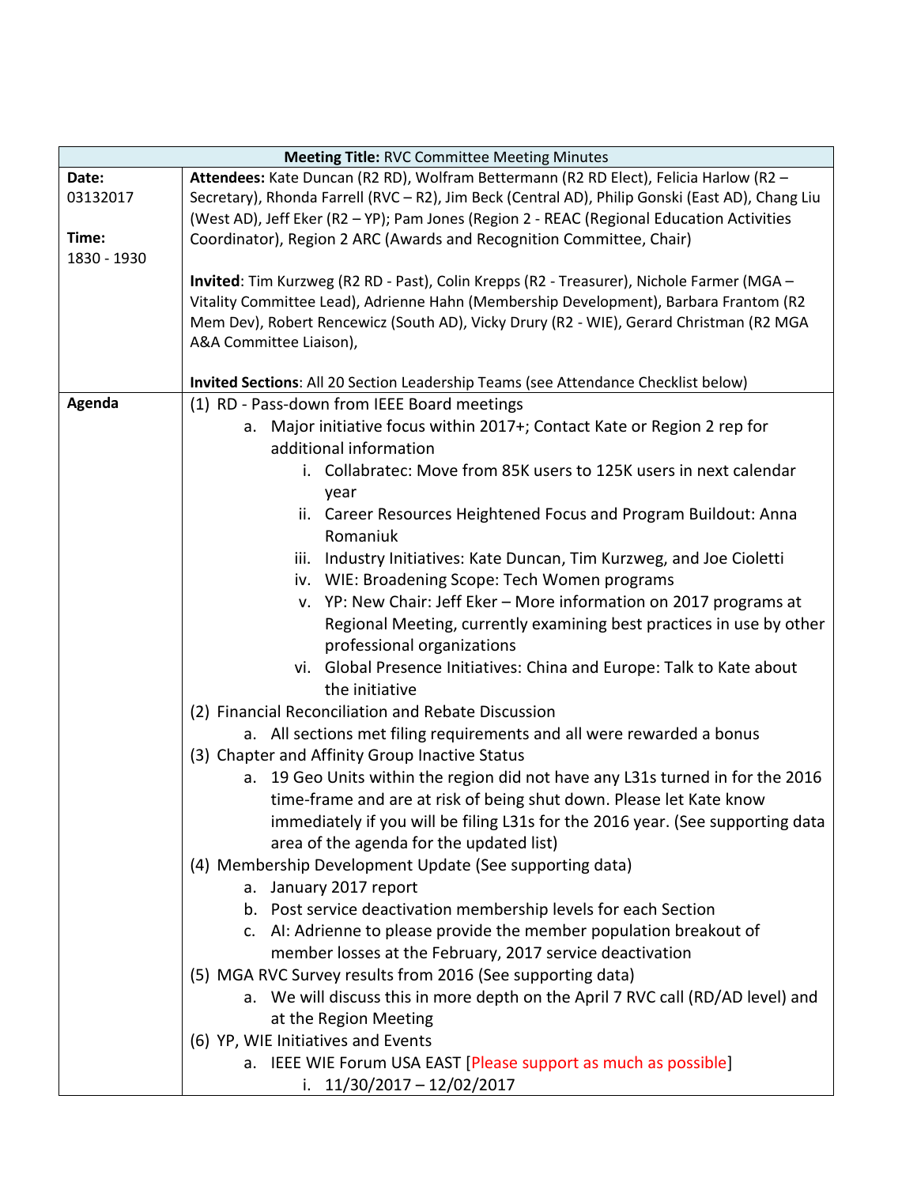| **Meeting Title:** RVC Committee Meeting Minutes | |
|---|---|
| **Date:** 03132017<br><br>**Time:** 1830 - 1930 | **Attendees:** Kate Duncan (R2 RD), Wolfram Bettermann (R2 RD Elect), Felicia Harlow (R2 – Secretary), Rhonda Farrell (RVC – R2), Jim Beck (Central AD), Philip Gonski (East AD), Chang Liu (West AD), Jeff Eker (R2 – YP); Pam Jones (Region 2 - REAC (Regional Education Activities Coordinator), Region 2 ARC (Awards and Recognition Committee, Chair)<br><br>**Invited**: Tim Kurzweg (R2 RD - Past), Colin Krepps (R2 - Treasurer), Nichole Farmer (MGA – Vitality Committee Lead), Adrienne Hahn (Membership Development), Barbara Frantom (R2 Mem Dev), Robert Rencewicz (South AD), Vicky Drury (R2 - WIE), Gerard Christman (R2 MGA A&A Committee Liaison),<br><br>**Invited Sections**: All 20 Section Leadership Teams (see Attendance Checklist below) |
| **Agenda** | (1) RD - Pass-down from IEEE Board meetings<br>&nbsp;&nbsp;&nbsp;&nbsp;a. Major initiative focus within 2017+; Contact Kate or Region 2 rep for additional information<br>&nbsp;&nbsp;&nbsp;&nbsp;&nbsp;&nbsp;&nbsp;&nbsp;i. Collabratec: Move from 85K users to 125K users in next calendar year<br>&nbsp;&nbsp;&nbsp;&nbsp;&nbsp;&nbsp;&nbsp;&nbsp;ii. Career Resources Heightened Focus and Program Buildout: Anna Romaniuk<br>&nbsp;&nbsp;&nbsp;&nbsp;&nbsp;&nbsp;&nbsp;&nbsp;iii. Industry Initiatives: Kate Duncan, Tim Kurzweg, and Joe Cioletti<br>&nbsp;&nbsp;&nbsp;&nbsp;&nbsp;&nbsp;&nbsp;&nbsp;iv. WIE: Broadening Scope: Tech Women programs<br>&nbsp;&nbsp;&nbsp;&nbsp;&nbsp;&nbsp;&nbsp;&nbsp;v. YP: New Chair: Jeff Eker – More information on 2017 programs at Regional Meeting, currently examining best practices in use by other professional organizations<br>&nbsp;&nbsp;&nbsp;&nbsp;&nbsp;&nbsp;&nbsp;&nbsp;vi. Global Presence Initiatives: China and Europe: Talk to Kate about the initiative<br>(2) Financial Reconciliation and Rebate Discussion<br>&nbsp;&nbsp;&nbsp;&nbsp;a. All sections met filing requirements and all were rewarded a bonus<br>(3) Chapter and Affinity Group Inactive Status<br>&nbsp;&nbsp;&nbsp;&nbsp;a. 19 Geo Units within the region did not have any L31s turned in for the 2016 time-frame and are at risk of being shut down. Please let Kate know immediately if you will be filing L31s for the 2016 year. (See supporting data area of the agenda for the updated list)<br>(4) Membership Development Update (See supporting data)<br>&nbsp;&nbsp;&nbsp;&nbsp;a. January 2017 report<br>&nbsp;&nbsp;&nbsp;&nbsp;b. Post service deactivation membership levels for each Section<br>&nbsp;&nbsp;&nbsp;&nbsp;c. AI: Adrienne to please provide the member population breakout of member losses at the February, 2017 service deactivation<br>(5) MGA RVC Survey results from 2016 (See supporting data)<br>&nbsp;&nbsp;&nbsp;&nbsp;a. We will discuss this in more depth on the April 7 RVC call (RD/AD level) and at the Region Meeting<br>(6) YP, WIE Initiatives and Events<br>&nbsp;&nbsp;&nbsp;&nbsp;a. IEEE WIE Forum USA EAST [Please support as much as possible]<br>&nbsp;&nbsp;&nbsp;&nbsp;&nbsp;&nbsp;&nbsp;&nbsp;i. 11/30/2017 – 12/02/2017 |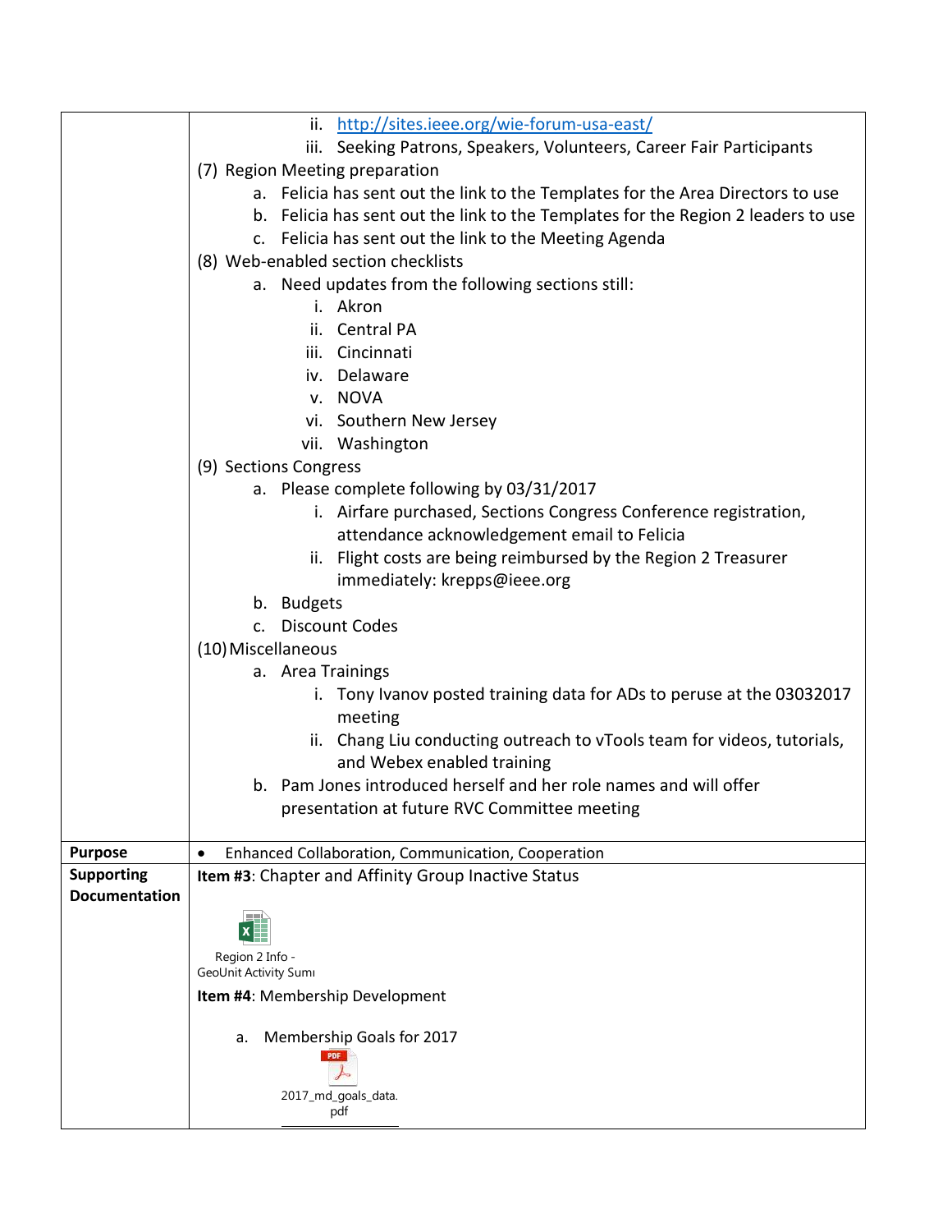| | |
|---|---|
| | ii. http://sites.ieee.org/wie-forum-usa-east/<br>iii. Seeking Patrons, Speakers, Volunteers, Career Fair Participants<br>(7) Region Meeting preparation<br>a. Felicia has sent out the link to the Templates for the Area Directors to use<br>b. Felicia has sent out the link to the Templates for the Region 2 leaders to use<br>c. Felicia has sent out the link to the Meeting Agenda<br>(8) Web-enabled section checklists<br>a. Need updates from the following sections still:<br>i. Akron<br>ii. Central PA<br>iii. Cincinnati<br>iv. Delaware<br>v. NOVA<br>vi. Southern New Jersey<br>vii. Washington<br>(9) Sections Congress<br>a. Please complete following by 03/31/2017<br>i. Airfare purchased, Sections Congress Conference registration, attendance acknowledgement email to Felicia<br>ii. Flight costs are being reimbursed by the Region 2 Treasurer immediately: krepps@ieee.org<br>b. Budgets<br>c. Discount Codes<br>(10) Miscellaneous<br>a. Area Trainings<br>i. Tony Ivanov posted training data for ADs to peruse at the 03032017 meeting<br>ii. Chang Liu conducting outreach to vTools team for videos, tutorials, and Webex enabled training<br>b. Pam Jones introduced herself and her role names and will offer presentation at future RVC Committee meeting |
| **Purpose** | • Enhanced Collaboration, Communication, Cooperation |
| **Supporting Documentation** | **Item #3**: Chapter and Affinity Group Inactive Status<br>Region 2 Info - GeoUnit Activity Sum<br>**Item #4**: Membership Development<br>a. Membership Goals for 2017<br>2017_md_goals_data.pdf |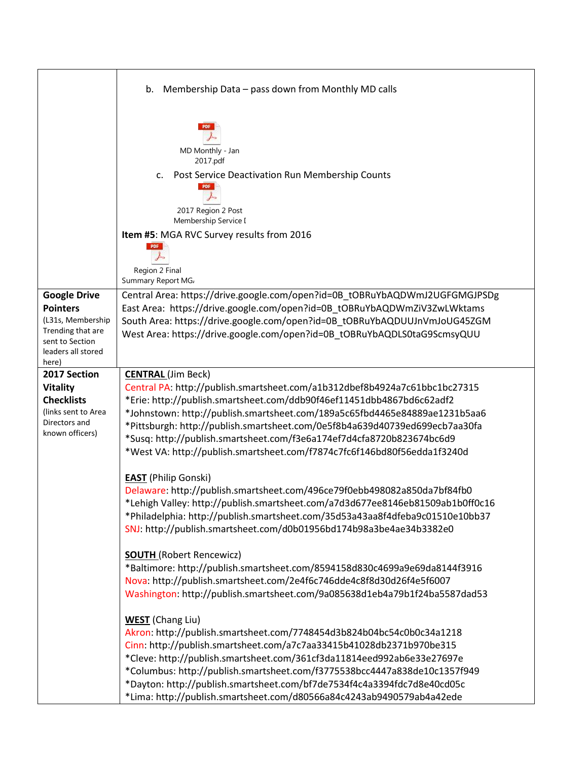| | |
|---|---|
| | b. Membership Data – pass down from Monthly MD calls<br><br>MD Monthly - Jan 2017.pdf<br><br>c. Post Service Deactivation Run Membership Counts<br><br>2017 Region 2 Post Membership Service [<br><br>**Item #5**: MGA RVC Survey results from 2016<br><br>Region 2 Final Summary Report MG/ |
| **Google Drive Pointers** (L31s, Membership Trending that are sent to Section leaders all stored here) | Central Area: https://drive.google.com/open?id=0B_tOBRuYbAQDWmJ2UGFGMGJPSDg<br>East Area: https://drive.google.com/open?id=0B_tOBRuYbAQDWmZiV3ZwLWktams<br>South Area: https://drive.google.com/open?id=0B_tOBRuYbAQDUUJnVmJoUG45ZGM<br>West Area: https://drive.google.com/open?id=0B_tOBRuYbAQDLS0taG9ScmsyQUU |
| **2017 Section Vitality Checklists** (links sent to Area Directors and known officers) | **CENTRAL** (Jim Beck)<br>Central PA: http://publish.smartsheet.com/a1b312dbef8b4924a7c61bbc1bc27315<br>*Erie: http://publish.smartsheet.com/ddb90f46ef11451dbb4867bd6c62adf2<br>*Johnstown: http://publish.smartsheet.com/189a5c65fbd4465e84889ae1231b5aa6<br>*Pittsburgh: http://publish.smartsheet.com/0e5f8b4a639d40739ed699ecb7aa30fa<br>*Susq: http://publish.smartsheet.com/f3e6a174ef7d4cfa8720b823674bc6d9<br>*West VA: http://publish.smartsheet.com/f7874c7fc6f146bd80f56edda1f3240d<br><br>**EAST** (Philip Gonski)<br>Delaware: http://publish.smartsheet.com/496ce79f0ebb498082a850da7bf84fb0<br>*Lehigh Valley: http://publish.smartsheet.com/a7d3d677ee8146eb81509ab1b0ff0c16<br>*Philadelphia: http://publish.smartsheet.com/35d53a43aa8f4dfeba9c01510e10bb37<br>SNJ: http://publish.smartsheet.com/d0b01956bd174b98a3be4ae34b3382e0<br><br>**SOUTH** (Robert Rencewicz)<br>*Baltimore: http://publish.smartsheet.com/8594158d830c4699a9e69da8144f3916<br>Nova: http://publish.smartsheet.com/2e4f6c746dde4c8f8d30d26f4e5f6007<br>Washington: http://publish.smartsheet.com/9a085638d1eb4a79b1f24ba5587dad53<br><br>**WEST** (Chang Liu)<br>Akron: http://publish.smartsheet.com/7748454d3b824b04bc54c0b0c34a1218<br>Cinn: http://publish.smartsheet.com/a7c7aa33415b41028db2371b970be315<br>*Cleve: http://publish.smartsheet.com/361cf3da11814eed992ab6e33e27697e<br>*Columbus: http://publish.smartsheet.com/f3775538bcc4447a838de10c1357f949<br>*Dayton: http://publish.smartsheet.com/bf7de7534f4c4a3394fdc7d8e40cd05c<br>*Lima: http://publish.smartsheet.com/d80566a84c4243ab9490579ab4a42ede |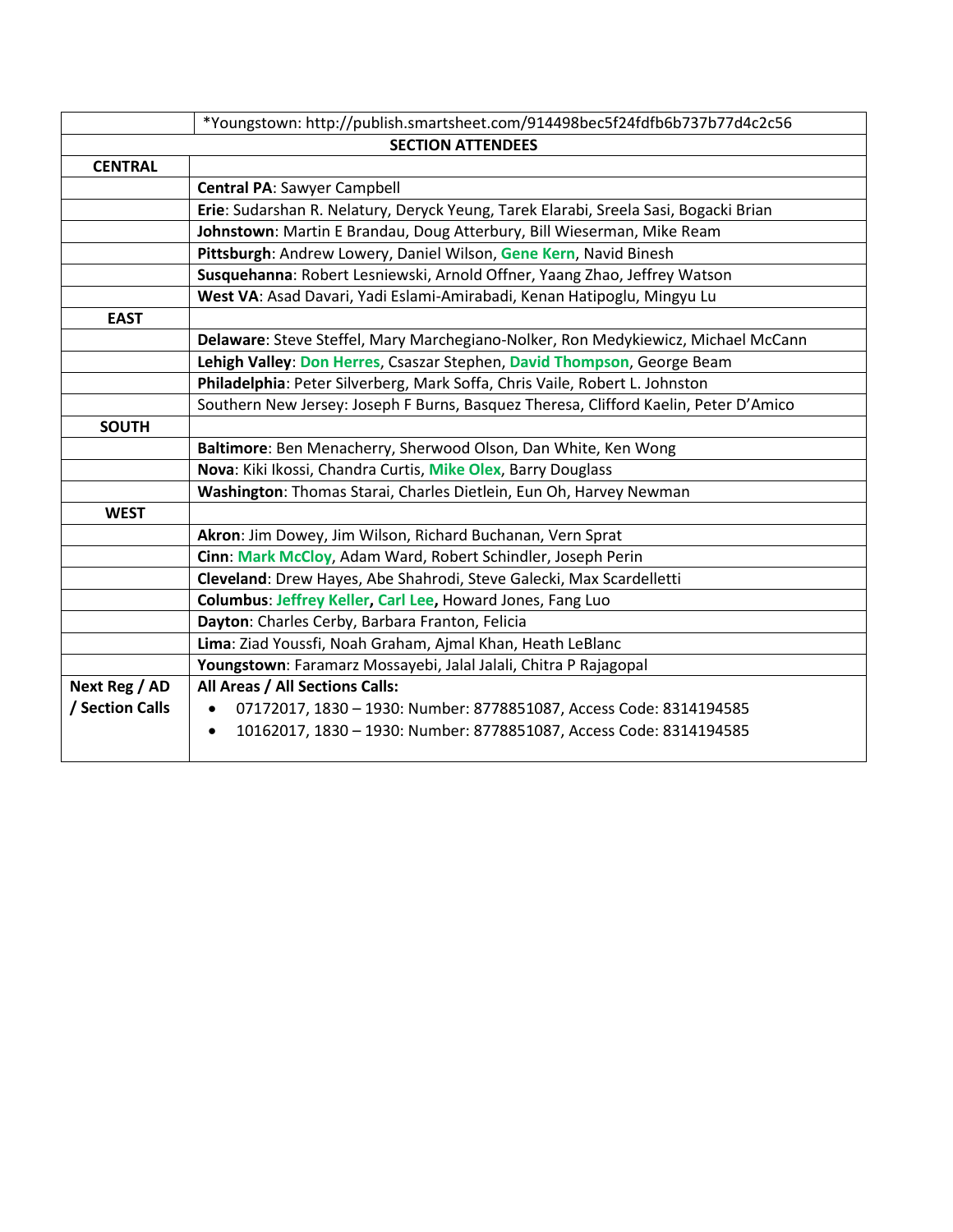| | |
|---|---|
| | *Youngstown: http://publish.smartsheet.com/914498bec5f24fdfb6b737b77d4c2c56 |
| **SECTION ATTENDEES** | |
| **CENTRAL** | |
| | **Central PA**: Sawyer Campbell |
| | **Erie**: Sudarshan R. Nelatury, Deryck Yeung, Tarek Elarabi, Sreela Sasi, Bogacki Brian |
| | **Johnstown**: Martin E Brandau, Doug Atterbury, Bill Wieserman, Mike Ream |
| | **Pittsburgh**: Andrew Lowery, Daniel Wilson, **Gene Kern**, Navid Binesh |
| | **Susquehanna**: Robert Lesniewski, Arnold Offner, Yaang Zhao, Jeffrey Watson |
| | **West VA**: Asad Davari, Yadi Eslami-Amirabadi, Kenan Hatipoglu, Mingyu Lu |
| **EAST** | |
| | **Delaware**: Steve Steffel, Mary Marchegiano-Nolker, Ron Medykiewicz, Michael McCann |
| | **Lehigh Valley**: **Don Herres**, Csaszar Stephen, **David Thompson**, George Beam |
| | **Philadelphia**: Peter Silverberg, Mark Soffa, Chris Vaile, Robert L. Johnston |
| | Southern New Jersey: Joseph F Burns, Basquez Theresa, Clifford Kaelin, Peter D'Amico |
| **SOUTH** | |
| | **Baltimore**: Ben Menacherry, Sherwood Olson, Dan White, Ken Wong |
| | **Nova**: Kiki Ikossi, Chandra Curtis, **Mike Olex**, Barry Douglass |
| | **Washington**: Thomas Starai, Charles Dietlein, Eun Oh, Harvey Newman |
| **WEST** | |
| | **Akron**: Jim Dowey, Jim Wilson, Richard Buchanan, Vern Sprat |
| | **Cinn**: **Mark McCloy**, Adam Ward, Robert Schindler, Joseph Perin |
| | **Cleveland**: Drew Hayes, Abe Shahrodi, Steve Galecki, Max Scardelletti |
| | **Columbus**: **Jeffrey Keller**, **Carl Lee**, Howard Jones, Fang Luo |
| | **Dayton**: Charles Cerby, Barbara Franton, Felicia |
| | **Lima**: Ziad Youssfi, Noah Graham, Ajmal Khan, Heath LeBlanc |
| | **Youngstown**: Faramarz Mossayebi, Jalal Jalali, Chitra P Rajagopal |
| **Next Reg / AD / Section Calls** | **All Areas / All Sections Calls:**<br>• 07172017, 1830 – 1930: Number: 8778851087, Access Code: 8314194585<br>• 10162017, 1830 – 1930: Number: 8778851087, Access Code: 8314194585 |